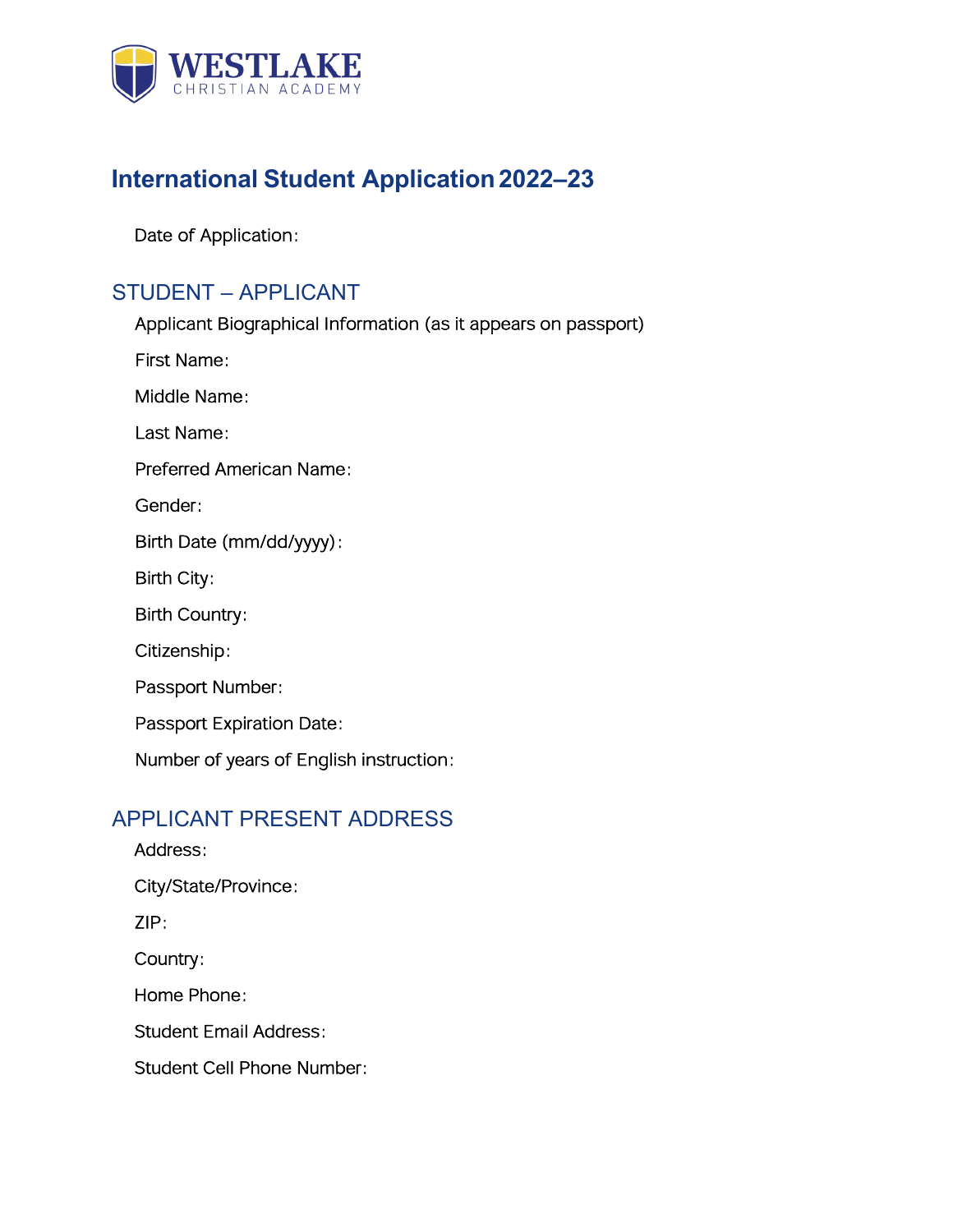WESTLAKE
CHRISTIAN ACADEMY

# International Student Application 2022–23

Date of Application:

## STUDENT – APPLICANT

Applicant Biographical Information (as it appears on passport)

First Name:

Middle Name:

Last Name:

Preferred American Name:

Gender:

Birth Date (mm/dd/yyyy):

Birth City:

Birth Country:

Citizenship:

Passport Number:

Passport Expiration Date:

Number of years of English instruction:

## APPLICANT PRESENT ADDRESS

Address:

City/State/Province:

ZIP:

Country:

Home Phone:

Student Email Address:

Student Cell Phone Number: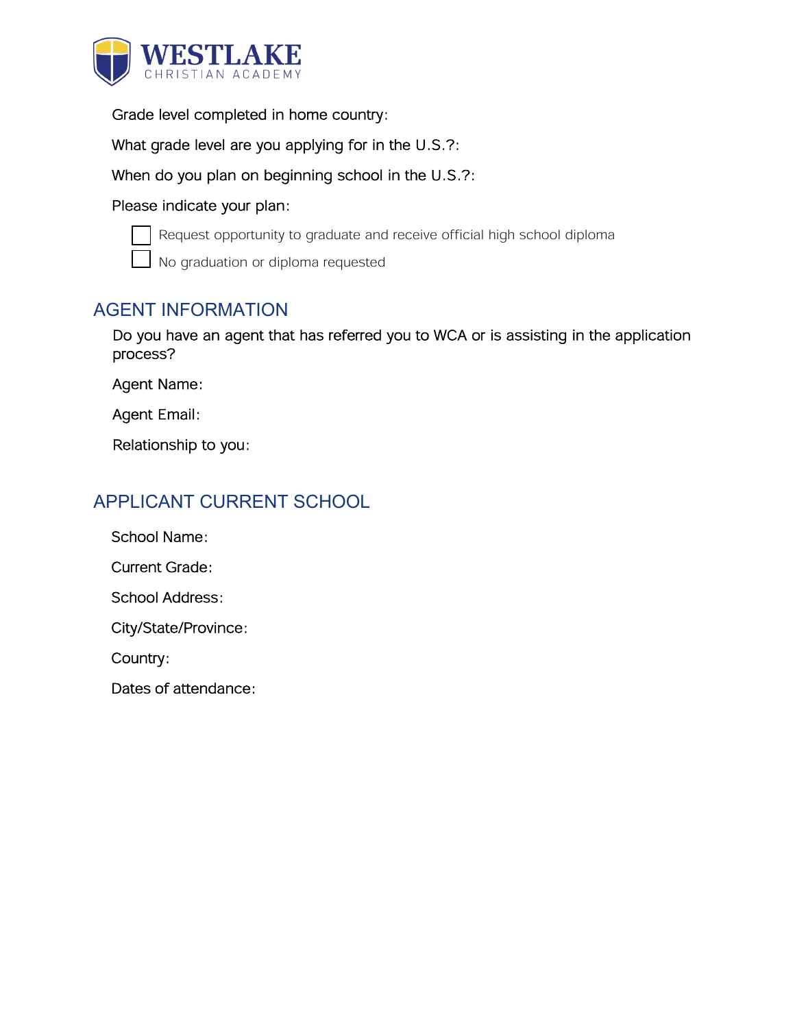Grade level completed in home country:

What grade level are you applying for in the U.S.?:

When do you plan on beginning school in the U.S.?:

Please indicate your plan:

- ☐ Request opportunity to graduate and receive official high school diploma
- ☐ No graduation or diploma requested

## AGENT INFORMATION

Do you have an agent that has referred you to WCA or is assisting in the application process?

Agent Name:

Agent Email:

Relationship to you:

## APPLICANT CURRENT SCHOOL

School Name:

Current Grade:

School Address:

City/State/Province:

Country:

Dates of attendance: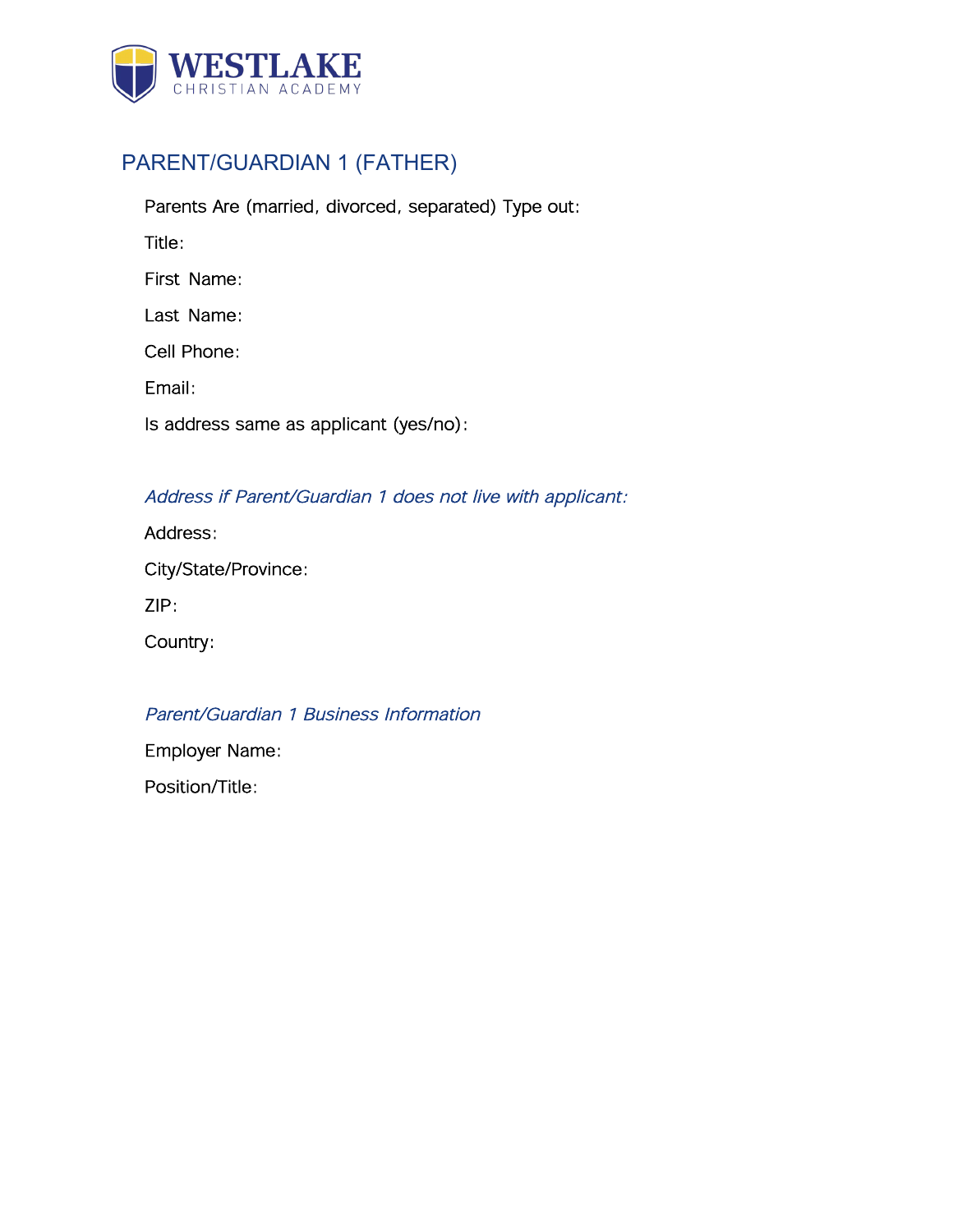WESTLAKE
CHRISTIAN ACADEMY

## PARENT/GUARDIAN 1 (FATHER)

Parents Are (married, divorced, separated) Type out:

Title:

First Name:

Last Name:

Cell Phone:

Email:

Is address same as applicant (yes/no):

*Address if Parent/Guardian 1 does not live with applicant:*

Address:

City/State/Province:

ZIP:

Country:

*Parent/Guardian 1 Business Information*

Employer Name:

Position/Title: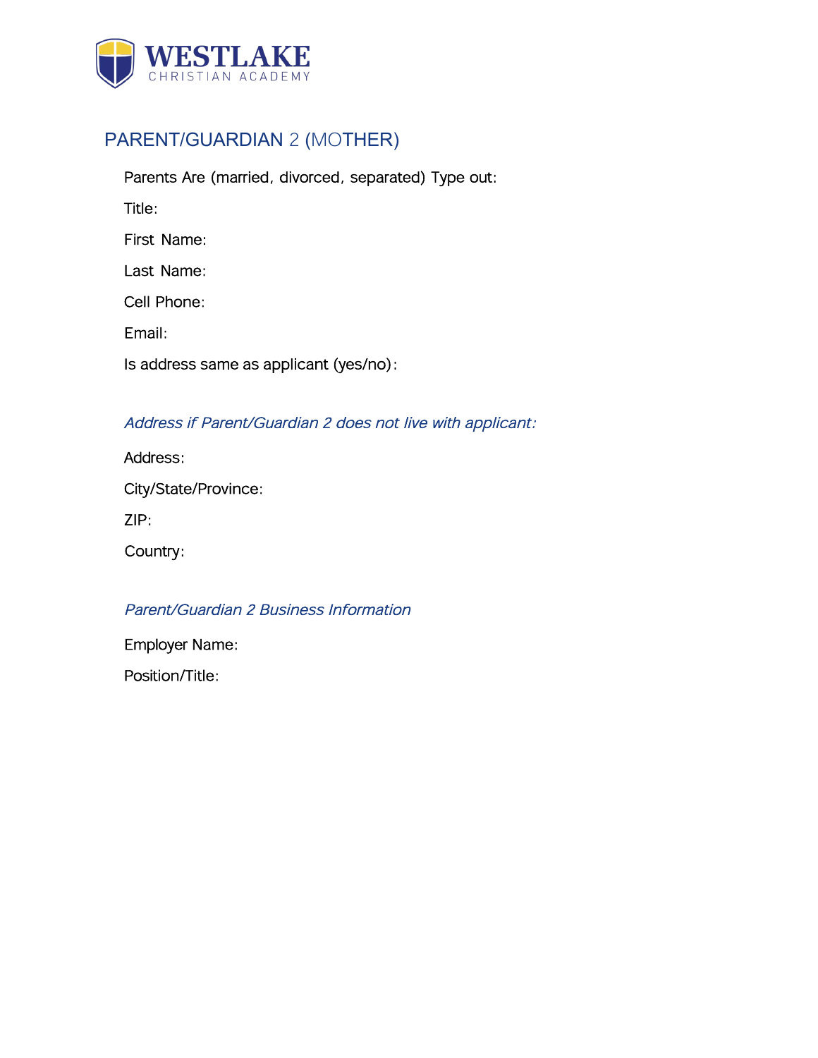WESTLAKE
CHRISTIAN ACADEMY

## PARENT/GUARDIAN 2 (MOTHER)

Parents Are (married, divorced, separated) Type out:

Title:

First Name:

Last Name:

Cell Phone:

Email:

Is address same as applicant (yes/no):

### *Address if Parent/Guardian 2 does not live with applicant:*

Address:

City/State/Province:

ZIP:

Country:

### *Parent/Guardian 2 Business Information*

Employer Name:

Position/Title: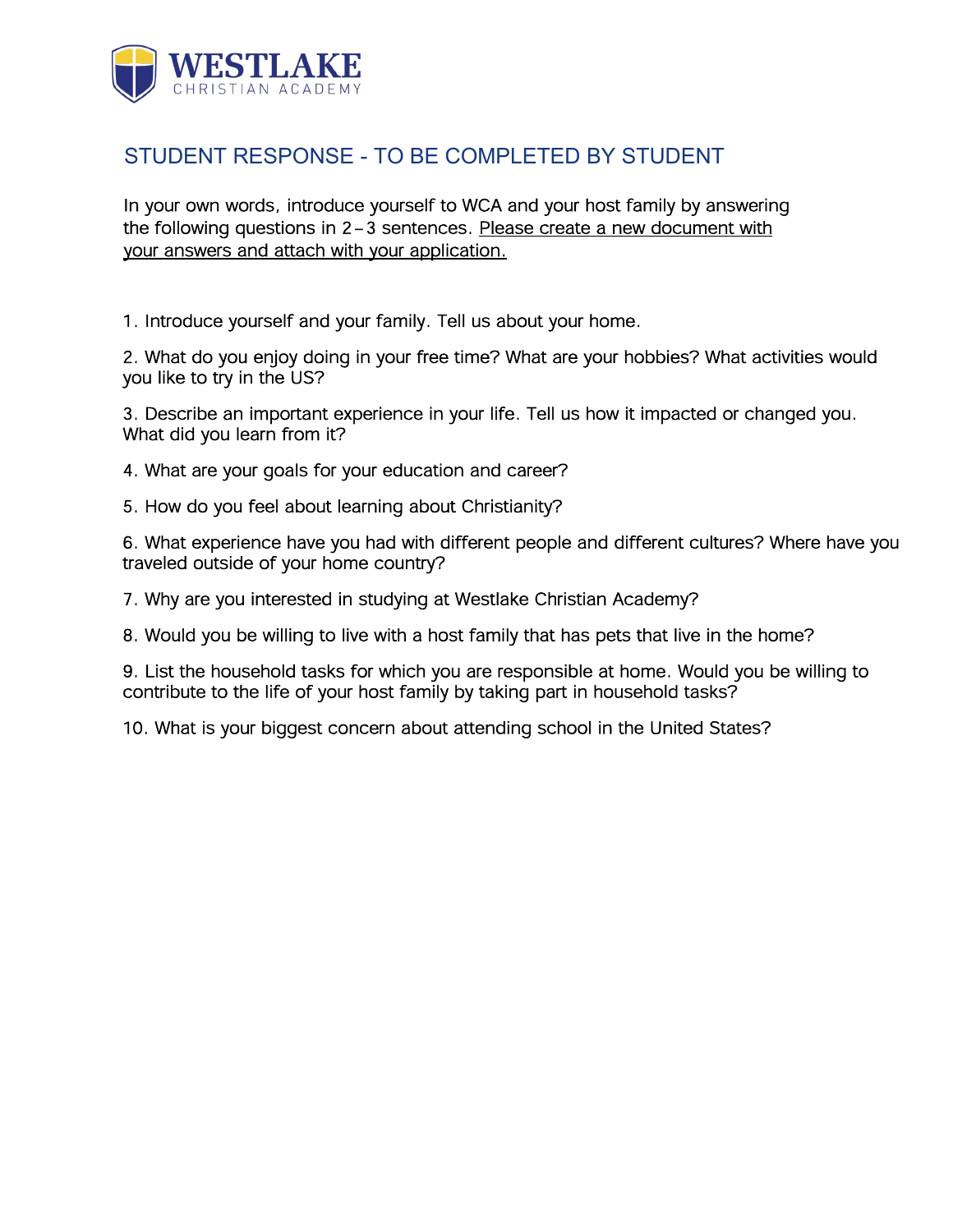WESTLAKE
CHRISTIAN ACADEMY

## STUDENT RESPONSE - TO BE COMPLETED BY STUDENT

In your own words, introduce yourself to WCA and your host family by answering the following questions in 2–3 sentences. Please create a new document with your answers and attach with your application.

1. Introduce yourself and your family. Tell us about your home.

2. What do you enjoy doing in your free time? What are your hobbies? What activities would you like to try in the US?

3. Describe an important experience in your life. Tell us how it impacted or changed you. What did you learn from it?

4. What are your goals for your education and career?

5. How do you feel about learning about Christianity?

6. What experience have you had with different people and different cultures? Where have you traveled outside of your home country?

7. Why are you interested in studying at Westlake Christian Academy?

8. Would you be willing to live with a host family that has pets that live in the home?

9. List the household tasks for which you are responsible at home. Would you be willing to contribute to the life of your host family by taking part in household tasks?

10. What is your biggest concern about attending school in the United States?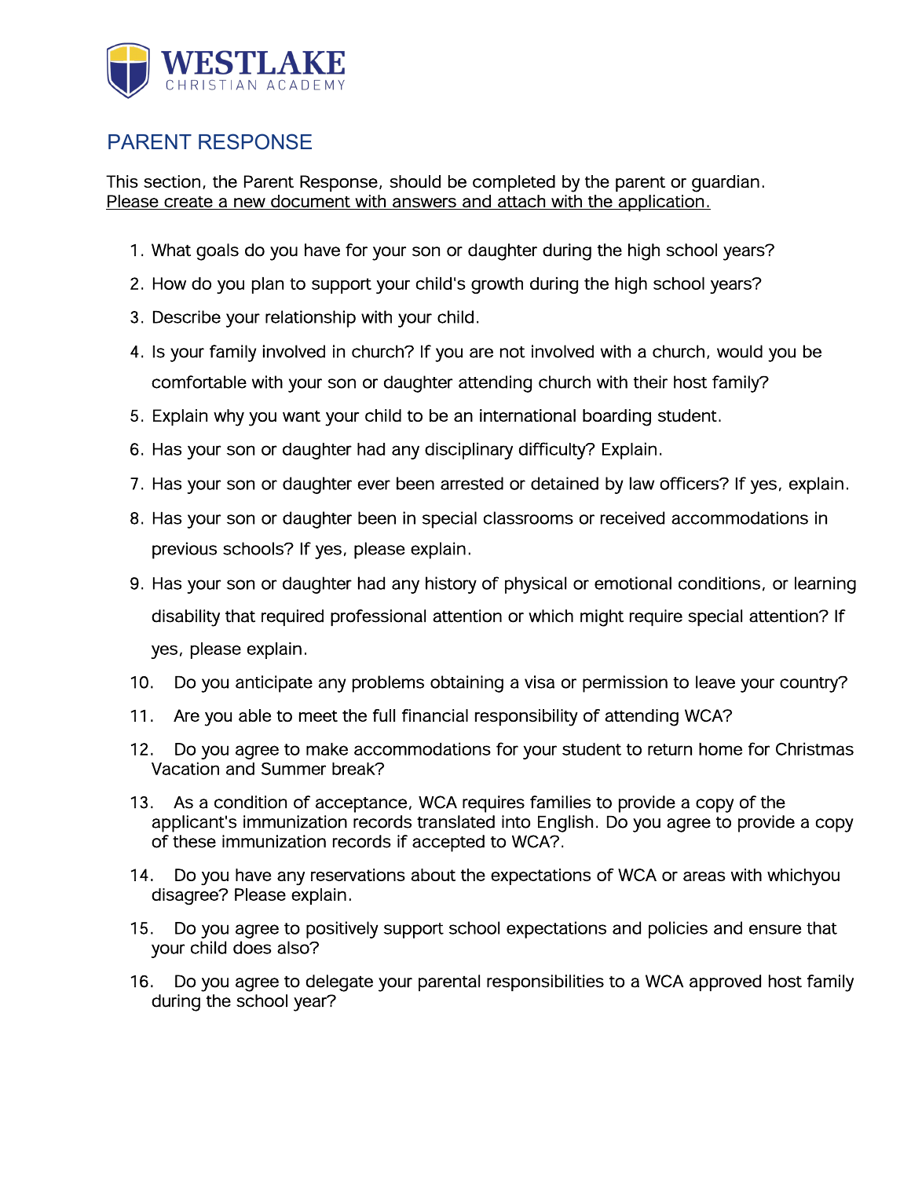WESTLAKE CHRISTIAN ACADEMY

## PARENT RESPONSE

This section, the Parent Response, should be completed by the parent or guardian.
Please create a new document with answers and attach with the application.

1. What goals do you have for your son or daughter during the high school years?
2. How do you plan to support your child's growth during the high school years?
3. Describe your relationship with your child.
4. Is your family involved in church? If you are not involved with a church, would you be comfortable with your son or daughter attending church with their host family?
5. Explain why you want your child to be an international boarding student.
6. Has your son or daughter had any disciplinary difficulty? Explain.
7. Has your son or daughter ever been arrested or detained by law officers? If yes, explain.
8. Has your son or daughter been in special classrooms or received accommodations in previous schools? If yes, please explain.
9. Has your son or daughter had any history of physical or emotional conditions, or learning disability that required professional attention or which might require special attention? If yes, please explain.
10. Do you anticipate any problems obtaining a visa or permission to leave your country?
11. Are you able to meet the full financial responsibility of attending WCA?
12. Do you agree to make accommodations for your student to return home for Christmas Vacation and Summer break?
13. As a condition of acceptance, WCA requires families to provide a copy of the applicant's immunization records translated into English. Do you agree to provide a copy of these immunization records if accepted to WCA?.
14. Do you have any reservations about the expectations of WCA or areas with whichyou disagree? Please explain.
15. Do you agree to positively support school expectations and policies and ensure that your child does also?
16. Do you agree to delegate your parental responsibilities to a WCA approved host family during the school year?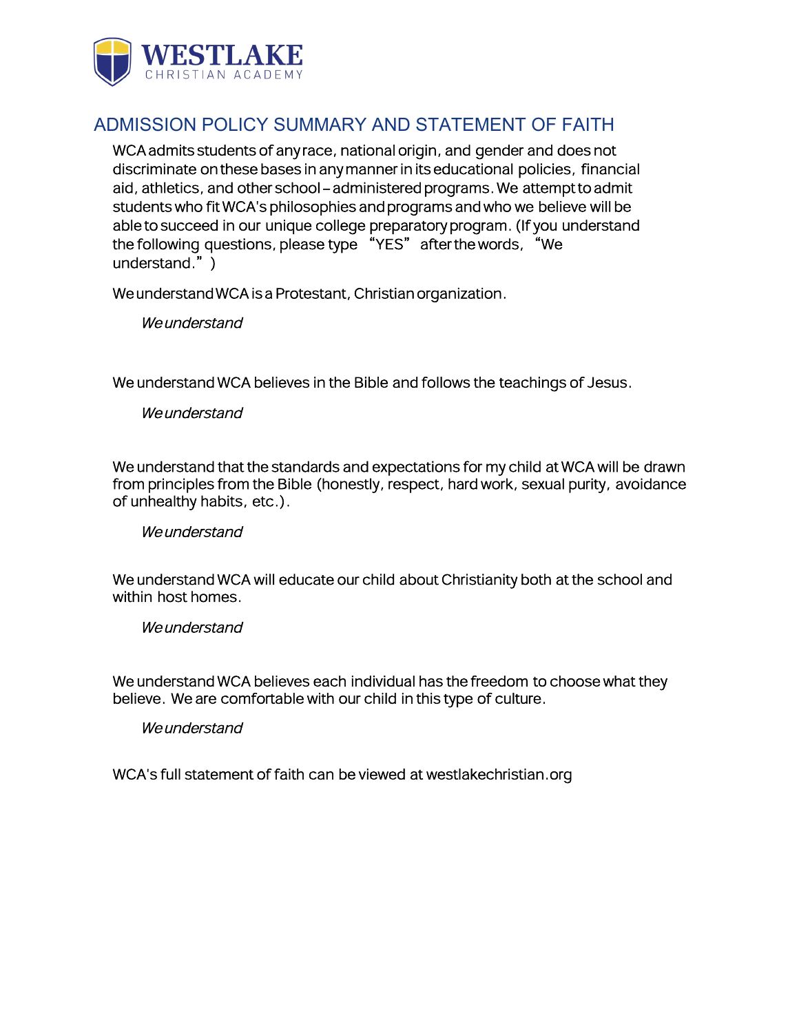WESTLAKE CHRISTIAN ACADEMY

## ADMISSION POLICY SUMMARY AND STATEMENT OF FAITH

WCA admits students of any race, national origin, and gender and does not discriminate on these bases in any manner in its educational policies, financial aid, athletics, and other school – administered programs. We attempt to admit students who fit WCA's philosophies and programs and who we believe will be able to succeed in our unique college preparatory program. (If you understand the following questions, please type "YES" after the words, "We understand.")

We understand WCA is a Protestant, Christian organization.

*We understand*

We understand WCA believes in the Bible and follows the teachings of Jesus.

*We understand*

We understand that the standards and expectations for my child at WCA will be drawn from principles from the Bible (honestly, respect, hard work, sexual purity, avoidance of unhealthy habits, etc.).

*We understand*

We understand WCA will educate our child about Christianity both at the school and within host homes.

*We understand*

We understand WCA believes each individual has the freedom to choose what they believe. We are comfortable with our child in this type of culture.

*We understand*

WCA's full statement of faith can be viewed at westlakechristian.org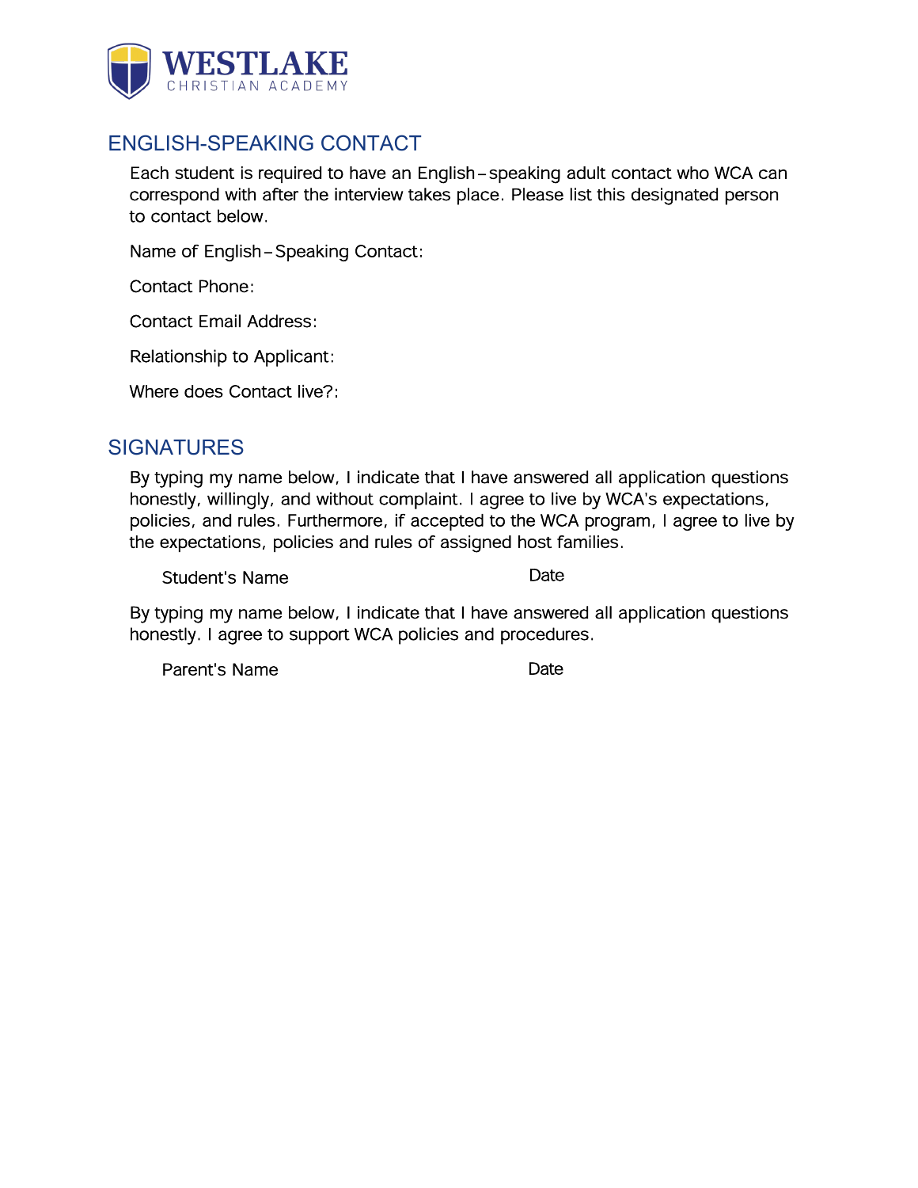WESTLAKE
CHRISTIAN ACADEMY

## ENGLISH-SPEAKING CONTACT

Each student is required to have an English–speaking adult contact who WCA can correspond with after the interview takes place. Please list this designated person to contact below.

Name of English–Speaking Contact:

Contact Phone:

Contact Email Address:

Relationship to Applicant:

Where does Contact live?:

## SIGNATURES

By typing my name below, I indicate that I have answered all application questions honestly, willingly, and without complaint. I agree to live by WCA's expectations, policies, and rules. Furthermore, if accepted to the WCA program, I agree to live by the expectations, policies and rules of assigned host families.

Student's Name　　　　　　　　　　Date

By typing my name below, I indicate that I have answered all application questions honestly. I agree to support WCA policies and procedures.

Parent's Name　　　　　　　　　　Date